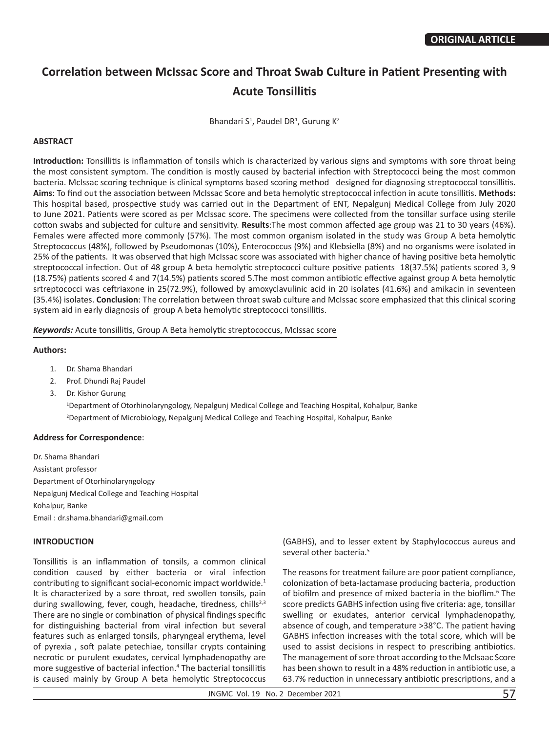**ORIGINAL ARTICLE**

# Correlation between McIssac Score and Throat Swab Culture in Patient Presenting with Acute Tonsillitis

Bhandari S[1], Paudel DR[1], Gurung K[2]

## ABSTRACT

**Introduction:** Tonsillitis is inflammation of tonsils which is characterized by various signs and symptoms with sore throat being the most consistent symptom. The condition is mostly caused by bacterial infection with Streptococci being the most common bacteria. McIssac scoring technique is clinical symptoms based scoring method designed for diagnosing streptococcal tonsillitis. **Aims**: To find out the association between McIssac Score and beta hemolytic streptococcal infection in acute tonsillitis. **Methods:** This hospital based, prospective study was carried out in the Department of ENT, Nepalgunj Medical College from July 2020 to June 2021. Patients were scored as per McIssac score. The specimens were collected from the tonsillar surface using sterile cotton swabs and subjected for culture and sensitivity. **Results**:The most common affected age group was 21 to 30 years (46%). Females were affected more commonly (57%). The most common organism isolated in the study was Group A beta hemolytic Streptococcus (48%), followed by Pseudomonas (10%), Enterococcus (9%) and Klebsiella (8%) and no organisms were isolated in 25% of the patients. It was observed that high McIssac score was associated with higher chance of having positive beta hemolytic streptococcal infection. Out of 48 group A beta hemolytic streptococci culture positive patients 18(37.5%) patients scored 3, 9 (18.75%) patients scored 4 and 7(14.5%) patients scored 5.The most common antibiotic effective against group A beta hemolytic srtreptococci was ceftriaxone in 25(72.9%), followed by amoxyclavulinic acid in 20 isolates (41.6%) and amikacin in seventeen (35.4%) isolates. **Conclusion**: The correlation between throat swab culture and McIssac score emphasized that this clinical scoring system aid in early diagnosis of group A beta hemolytic streptococci tonsillitis.

***Keywords:*** Acute tonsillitis, Group A Beta hemolytic streptococcus, McIssac score

**Authors:**

1. Dr. Shama Bhandari
2. Prof. Dhundi Raj Paudel
3. Dr. Kishor Gurung

[1]Department of Otorhinolaryngology, Nepalgunj Medical College and Teaching Hospital, Kohalpur, Banke
[2]Department of Microbiology, Nepalgunj Medical College and Teaching Hospital, Kohalpur, Banke

**Address for Correspondence**:

Dr. Shama Bhandari
Assistant professor
Department of Otorhinolaryngology
Nepalgunj Medical College and Teaching Hospital
Kohalpur, Banke
Email : dr.shama.bhandari@gmail.com

## INTRODUCTION

Tonsillitis is an inflammation of tonsils, a common clinical condition caused by either bacteria or viral infection contributing to significant social-economic impact worldwide.[1] It is characterized by a sore throat, red swollen tonsils, pain during swallowing, fever, cough, headache, tiredness, chills[2,3] There are no single or combination of physical findings specific for distinguishing bacterial from viral infection but several features such as enlarged tonsils, pharyngeal erythema, level of pyrexia , soft palate petechiae, tonsillar crypts containing necrotic or purulent exudates, cervical lymphadenopathy are more suggestive of bacterial infection.[4] The bacterial tonsillitis is caused mainly by Group A beta hemolytic Streptococcus (GABHS), and to lesser extent by Staphylococcus aureus and several other bacteria.[5]

The reasons for treatment failure are poor patient compliance, colonization of beta-lactamase producing bacteria, production of biofilm and presence of mixed bacteria in the biofilm.[6] The score predicts GABHS infection using five criteria: age, tonsillar swelling or exudates, anterior cervical lymphadenopathy, absence of cough, and temperature >38°C. The patient having GABHS infection increases with the total score, which will be used to assist decisions in respect to prescribing antibiotics. The management of sore throat according to the McIsaac Score has been shown to result in a 48% reduction in antibiotic use, a 63.7% reduction in unnecessary antibiotic prescriptions, and a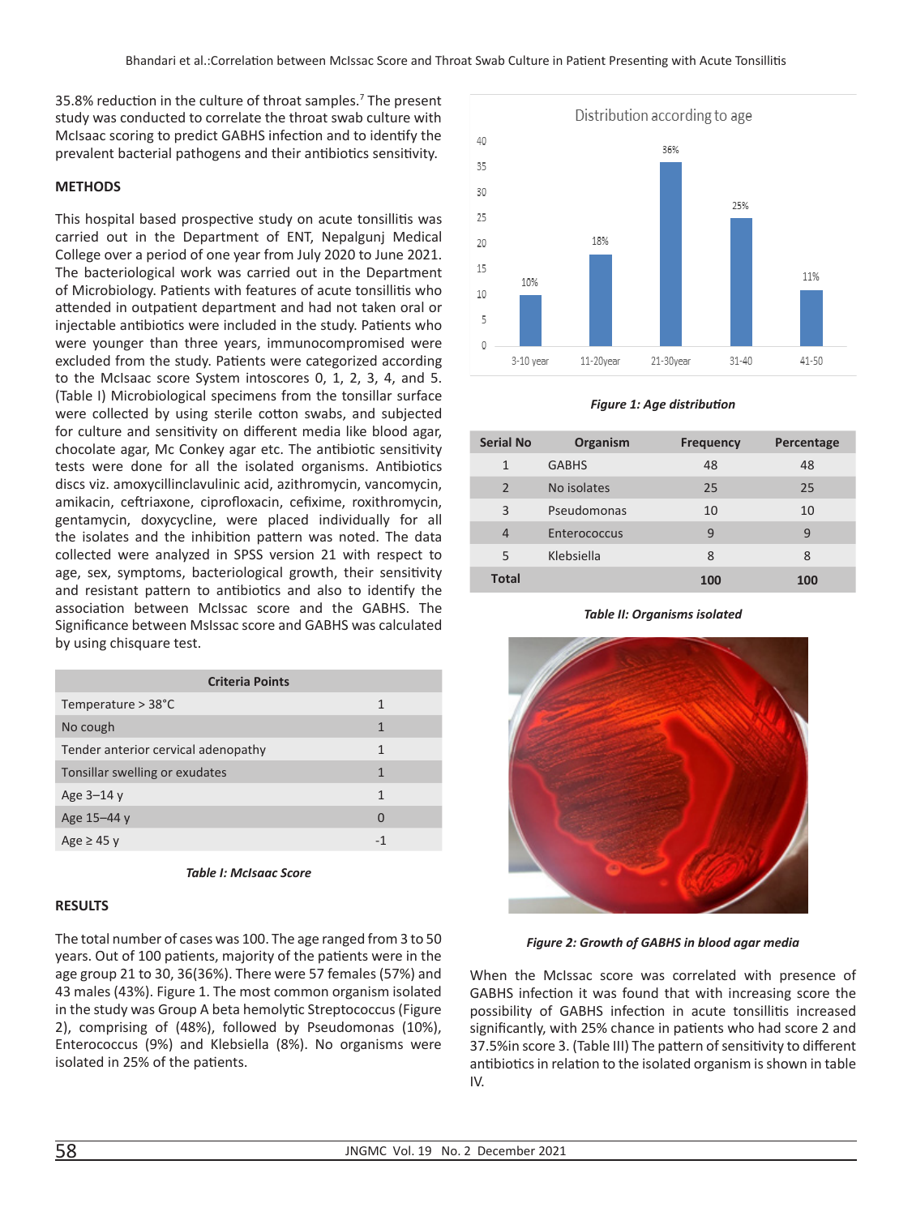35.8% reduction in the culture of throat samples.[7] The present study was conducted to correlate the throat swab culture with McIsaac scoring to predict GABHS infection and to identify the prevalent bacterial pathogens and their antibiotics sensitivity.

## METHODS

This hospital based prospective study on acute tonsillitis was carried out in the Department of ENT, Nepalgunj Medical College over a period of one year from July 2020 to June 2021. The bacteriological work was carried out in the Department of Microbiology. Patients with features of acute tonsillitis who attended in outpatient department and had not taken oral or injectable antibiotics were included in the study. Patients who were younger than three years, immunocompromised were excluded from the study. Patients were categorized according to the McIsaac score System intoscores 0, 1, 2, 3, 4, and 5. (Table I) Microbiological specimens from the tonsillar surface were collected by using sterile cotton swabs, and subjected for culture and sensitivity on different media like blood agar, chocolate agar, Mc Conkey agar etc. The antibiotic sensitivity tests were done for all the isolated organisms. Antibiotics discs viz. amoxycillinclavulinic acid, azithromycin, vancomycin, amikacin, ceftriaxone, ciprofloxacin, cefixime, roxithromycin, gentamycin, doxycycline, were placed individually for all the isolates and the inhibition pattern was noted. The data collected were analyzed in SPSS version 21 with respect to age, sex, symptoms, bacteriological growth, their sensitivity and resistant pattern to antibiotics and also to identify the association between McIssac score and the GABHS. The Significance between MsIssac score and GABHS was calculated by using chisquare test.

| Criteria Points | |
|---|---|
| Temperature > 38°C | 1 |
| No cough | 1 |
| Tender anterior cervical adenopathy | 1 |
| Tonsillar swelling or exudates | 1 |
| Age 3–14 y | 1 |
| Age 15–44 y | 0 |
| Age ≥ 45 y | -1 |

*Table I: McIsaac Score*

## RESULTS

The total number of cases was 100. The age ranged from 3 to 50 years. Out of 100 patients, majority of the patients were in the age group 21 to 30, 36(36%). There were 57 females (57%) and 43 males (43%). Figure 1. The most common organism isolated in the study was Group A beta hemolytic Streptococcus (Figure 2), comprising of (48%), followed by Pseudomonas (10%), Enterococcus (9%) and Klebsiella (8%). No organisms were isolated in 25% of the patients.

*Figure 1: Age distribution*

| Serial No | Organism | Frequency | Percentage |
|---|---|---|---|
| 1 | GABHS | 48 | 48 |
| 2 | No isolates | 25 | 25 |
| 3 | Pseudomonas | 10 | 10 |
| 4 | Enterococcus | 9 | 9 |
| 5 | Klebsiella | 8 | 8 |
| **Total** | | **100** | **100** |

*Table II: Organisms isolated*

*Figure 2: Growth of GABHS in blood agar media*

When the McIssac score was correlated with presence of GABHS infection it was found that with increasing score the possibility of GABHS infection in acute tonsillitis increased significantly, with 25% chance in patients who had score 2 and 37.5%in score 3. (Table III) The pattern of sensitivity to different antibiotics in relation to the isolated organism is shown in table IV.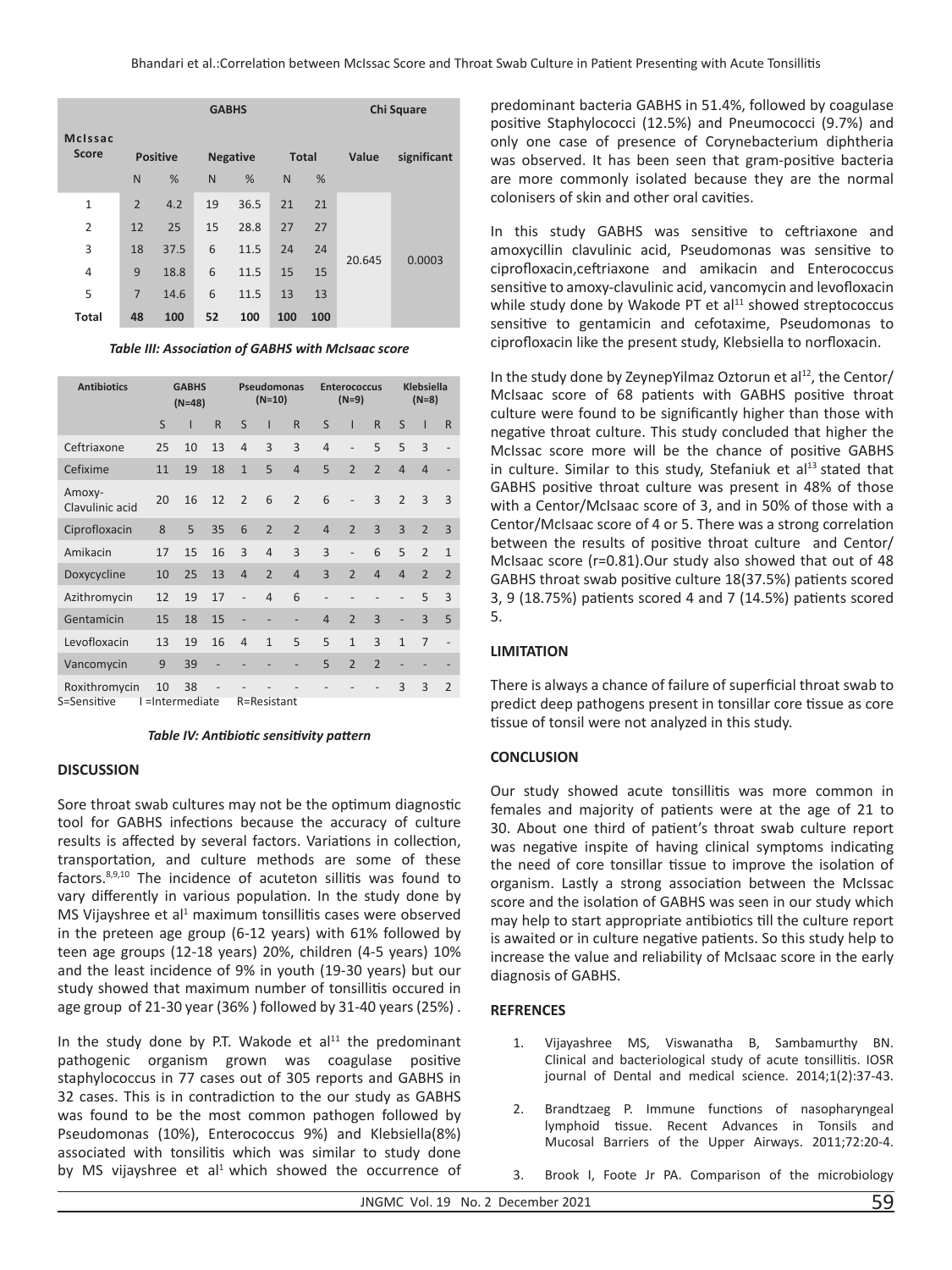| McIssac Score | GABHS | | | | | | Chi Square | |
|---|---|---|---|---|---|---|---|---|
| | Positive | | Negative | | Total | | Value | significant |
| | N | % | N | % | N | % | | |
| 1 | 2 | 4.2 | 19 | 36.5 | 21 | 21 | 20.645 | 0.0003 |
| 2 | 12 | 25 | 15 | 28.8 | 27 | 27 | | |
| 3 | 18 | 37.5 | 6 | 11.5 | 24 | 24 | | |
| 4 | 9 | 18.8 | 6 | 11.5 | 15 | 15 | | |
| 5 | 7 | 14.6 | 6 | 11.5 | 13 | 13 | | |
| **Total** | **48** | **100** | **52** | **100** | **100** | **100** | | |

***Table III: Association of GABHS with McIsaac score***

| Antibiotics | GABHS (N=48) | | | Pseudomonas (N=10) | | | Enterococcus (N=9) | | | Klebsiella (N=8) | | |
|---|---|---|---|---|---|---|---|---|---|---|---|---|
| | S | I | R | S | I | R | S | I | R | S | I | R |
| Ceftriaxone | 25 | 10 | 13 | 4 | 3 | 3 | 4 | - | 5 | 5 | 3 | - |
| Cefixime | 11 | 19 | 18 | 1 | 5 | 4 | 5 | 2 | 2 | 4 | 4 | - |
| Amoxy-Clavulinic acid | 20 | 16 | 12 | 2 | 6 | 2 | 6 | - | 3 | 2 | 3 | 3 |
| Ciprofloxacin | 8 | 5 | 35 | 6 | 2 | 2 | 4 | 2 | 3 | 3 | 2 | 3 |
| Amikacin | 17 | 15 | 16 | 3 | 4 | 3 | 3 | - | 6 | 5 | 2 | 1 |
| Doxycycline | 10 | 25 | 13 | 4 | 2 | 4 | 3 | 2 | 4 | 4 | 2 | 2 |
| Azithromycin | 12 | 19 | 17 | - | 4 | 6 | - | - | - | - | 5 | 3 |
| Gentamicin | 15 | 18 | 15 | - | - | - | 4 | 2 | 3 | - | 3 | 5 |
| Levofloxacin | 13 | 19 | 16 | 4 | 1 | 5 | 5 | 1 | 3 | 1 | 7 | - |
| Vancomycin | 9 | 39 | - | - | - | - | 5 | 2 | 2 | - | - | - |
| Roxithromycin | 10 | 38 | - | - | - | - | - | - | - | 3 | 3 | 2 |

S=Sensitive I =Intermediate R=Resistant

***Table IV: Antibiotic sensitivity pattern***

## DISCUSSION

Sore throat swab cultures may not be the optimum diagnostic tool for GABHS infections because the accuracy of culture results is affected by several factors. Variations in collection, transportation, and culture methods are some of these factors.[8,9,10] The incidence of acuteton sillitis was found to vary differently in various population. In the study done by MS Vijayshree et al[1] maximum tonsillitis cases were observed in the preteen age group (6-12 years) with 61% followed by teen age groups (12-18 years) 20%, children (4-5 years) 10% and the least incidence of 9% in youth (19-30 years) but our study showed that maximum number of tonsillitis occured in age group of 21-30 year (36% ) followed by 31-40 years (25%) .

In the study done by P.T. Wakode et al[11] the predominant pathogenic organism grown was coagulase positive staphylococcus in 77 cases out of 305 reports and GABHS in 32 cases. This is in contradiction to the our study as GABHS was found to be the most common pathogen followed by Pseudomonas (10%), Enterococcus 9%) and Klebsiella(8%) associated with tonsilitis which was similar to study done by MS vijayshree et al[1] which showed the occurrence of predominant bacteria GABHS in 51.4%, followed by coagulase positive Staphylococci (12.5%) and Pneumococci (9.7%) and only one case of presence of Corynebacterium diphtheria was observed. It has been seen that gram-positive bacteria are more commonly isolated because they are the normal colonisers of skin and other oral cavities.

In this study GABHS was sensitive to ceftriaxone and amoxycillin clavulinic acid, Pseudomonas was sensitive to ciprofloxacin,ceftriaxone and amikacin and Enterococcus sensitive to amoxy-clavulinic acid, vancomycin and levofloxacin while study done by Wakode PT et al[11] showed streptococcus sensitive to gentamicin and cefotaxime, Pseudomonas to ciprofloxacin like the present study, Klebsiella to norfloxacin.

In the study done by ZeynepYilmaz Oztorun et al[12], the Centor/ McIsaac score of 68 patients with GABHS positive throat culture were found to be significantly higher than those with negative throat culture. This study concluded that higher the McIssac score more will be the chance of positive GABHS in culture. Similar to this study, Stefaniuk et al[13] stated that GABHS positive throat culture was present in 48% of those with a Centor/McIsaac score of 3, and in 50% of those with a Centor/McIsaac score of 4 or 5. There was a strong correlation between the results of positive throat culture and Centor/ McIsaac score (r=0.81).Our study also showed that out of 48 GABHS throat swab positive culture 18(37.5%) patients scored 3, 9 (18.75%) patients scored 4 and 7 (14.5%) patients scored 5.

## LIMITATION

There is always a chance of failure of superficial throat swab to predict deep pathogens present in tonsillar core tissue as core tissue of tonsil were not analyzed in this study.

## CONCLUSION

Our study showed acute tonsillitis was more common in females and majority of patients were at the age of 21 to 30. About one third of patient's throat swab culture report was negative inspite of having clinical symptoms indicating the need of core tonsillar tissue to improve the isolation of organism. Lastly a strong association between the McIssac score and the isolation of GABHS was seen in our study which may help to start appropriate antibiotics till the culture report is awaited or in culture negative patients. So this study help to increase the value and reliability of McIsaac score in the early diagnosis of GABHS.

## REFRENCES

1. Vijayashree MS, Viswanatha B, Sambamurthy BN. Clinical and bacteriological study of acute tonsillitis. IOSR journal of Dental and medical science. 2014;1(2):37-43.
2. Brandtzaeg P. Immune functions of nasopharyngeal lymphoid tissue. Recent Advances in Tonsils and Mucosal Barriers of the Upper Airways. 2011;72:20-4.
3. Brook I, Foote Jr PA. Comparison of the microbiology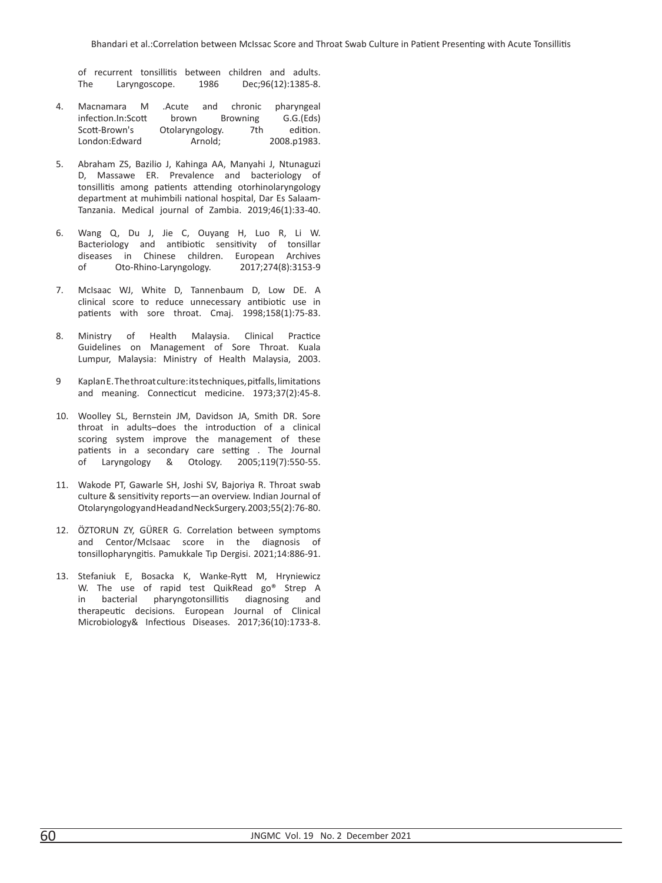of recurrent tonsillitis between children and adults. The Laryngoscope. 1986 Dec;96(12):1385-8.

4. Macnamara M .Acute and chronic pharyngeal infection.In:Scott brown Browning G.G.(Eds) Scott-Brown's Otolaryngology. 7th edition. London:Edward Arnold; 2008.p1983.

5. Abraham ZS, Bazilio J, Kahinga AA, Manyahi J, Ntunaguzi D, Massawe ER. Prevalence and bacteriology of tonsillitis among patients attending otorhinolaryngology department at muhimbili national hospital, Dar Es Salaam-Tanzania. Medical journal of Zambia. 2019;46(1):33-40.

6. Wang Q, Du J, Jie C, Ouyang H, Luo R, Li W. Bacteriology and antibiotic sensitivity of tonsillar diseases in Chinese children. European Archives of Oto-Rhino-Laryngology. 2017;274(8):3153-9

7. McIsaac WJ, White D, Tannenbaum D, Low DE. A clinical score to reduce unnecessary antibiotic use in patients with sore throat. Cmaj. 1998;158(1):75-83.

8. Ministry of Health Malaysia. Clinical Practice Guidelines on Management of Sore Throat. Kuala Lumpur, Malaysia: Ministry of Health Malaysia, 2003.

9 Kaplan E. The throat culture: its techniques, pitfalls, limitations and meaning. Connecticut medicine. 1973;37(2):45-8.

10. Woolley SL, Bernstein JM, Davidson JA, Smith DR. Sore throat in adults–does the introduction of a clinical scoring system improve the management of these patients in a secondary care setting . The Journal of Laryngology & Otology. 2005;119(7):550-55.

11. Wakode PT, Gawarle SH, Joshi SV, Bajoriya R. Throat swab culture & sensitivity reports—an overview. Indian Journal of Otolaryngology and Head and Neck Surgery. 2003;55(2):76-80.

12. ÖZTORUN ZY, GÜRER G. Correlation between symptoms and Centor/McIsaac score in the diagnosis of tonsillopharyngitis. Pamukkale Tıp Dergisi. 2021;14:886-91.

13. Stefaniuk E, Bosacka K, Wanke-Rytt M, Hryniewicz W. The use of rapid test QuikRead go® Strep A in bacterial pharyngotonsillitis diagnosing and therapeutic decisions. European Journal of Clinical Microbiology& Infectious Diseases. 2017;36(10):1733-8.